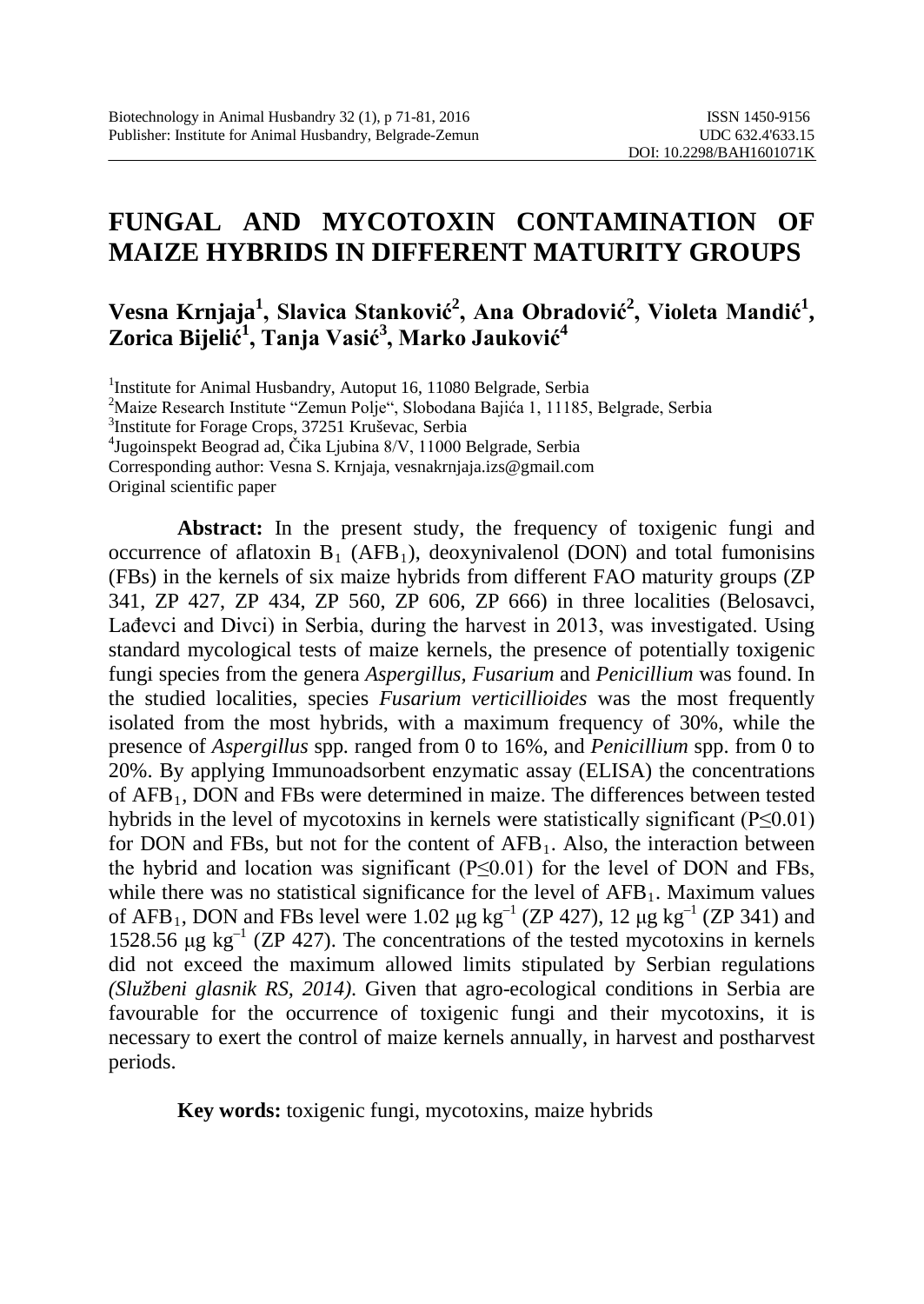# FUNGAL AND MYCOTOXIN CONTAMINATION OF MAIZE HYBRIDS IN DIFFERENT MATURITY GROUPS

**Vesna Krnjaja[1], Slavica Stanković[2], Ana Obradović[2], Violeta Mandić[1], Zorica Bijelić[1], Tanja Vasić[3], Marko Jauković[4]**

[1]Institute for Animal Husbandry, Autoput 16, 11080 Belgrade, Serbia
[2]Maize Research Institute "Zemun Polje", Slobodana Bajića 1, 11185, Belgrade, Serbia
[3]Institute for Forage Crops, 37251 Kruševac, Serbia
[4]Jugoinspekt Beograd ad, Čika Ljubina 8/V, 11000 Belgrade, Serbia
Corresponding author: Vesna S. Krnjaja, vesnakrnjaja.izs@gmail.com
Original scientific paper

**Abstract:** In the present study, the frequency of toxigenic fungi and occurrence of aflatoxin $B_1$ ($AFB_1$), deoxynivalenol (DON) and total fumonisins (FBs) in the kernels of six maize hybrids from different FAO maturity groups (ZP 341, ZP 427, ZP 434, ZP 560, ZP 606, ZP 666) in three localities (Belosavci, Lađevci and Divci) in Serbia, during the harvest in 2013, was investigated. Using standard mycological tests of maize kernels, the presence of potentially toxigenic fungi species from the genera *Aspergillus, Fusarium* and *Penicillium* was found. In the studied localities, species *Fusarium verticillioides* was the most frequently isolated from the most hybrids, with a maximum frequency of 30%, while the presence of *Aspergillus* spp. ranged from 0 to 16%, and *Penicillium* spp. from 0 to 20%. By applying Immunoadsorbent enzymatic assay (ELISA) the concentrations of $AFB_1$, DON and FBs were determined in maize. The differences between tested hybrids in the level of mycotoxins in kernels were statistically significant ($P \leq 0.01$) for DON and FBs, but not for the content of $AFB_1$. Also, the interaction between the hybrid and location was significant ($P \leq 0.01$) for the level of DON and FBs, while there was no statistical significance for the level of $AFB_1$. Maximum values of $AFB_1$, DON and FBs level were 1.02 μg $kg^{-1}$ (ZP 427), 12 μg $kg^{-1}$ (ZP 341) and 1528.56 μg $kg^{-1}$ (ZP 427). The concentrations of the tested mycotoxins in kernels did not exceed the maximum allowed limits stipulated by Serbian regulations *(Službeni glasnik RS, 2014)*. Given that agro-ecological conditions in Serbia are favourable for the occurrence of toxigenic fungi and their mycotoxins, it is necessary to exert the control of maize kernels annually, in harvest and postharvest periods.

**Key words:** toxigenic fungi, mycotoxins, maize hybrids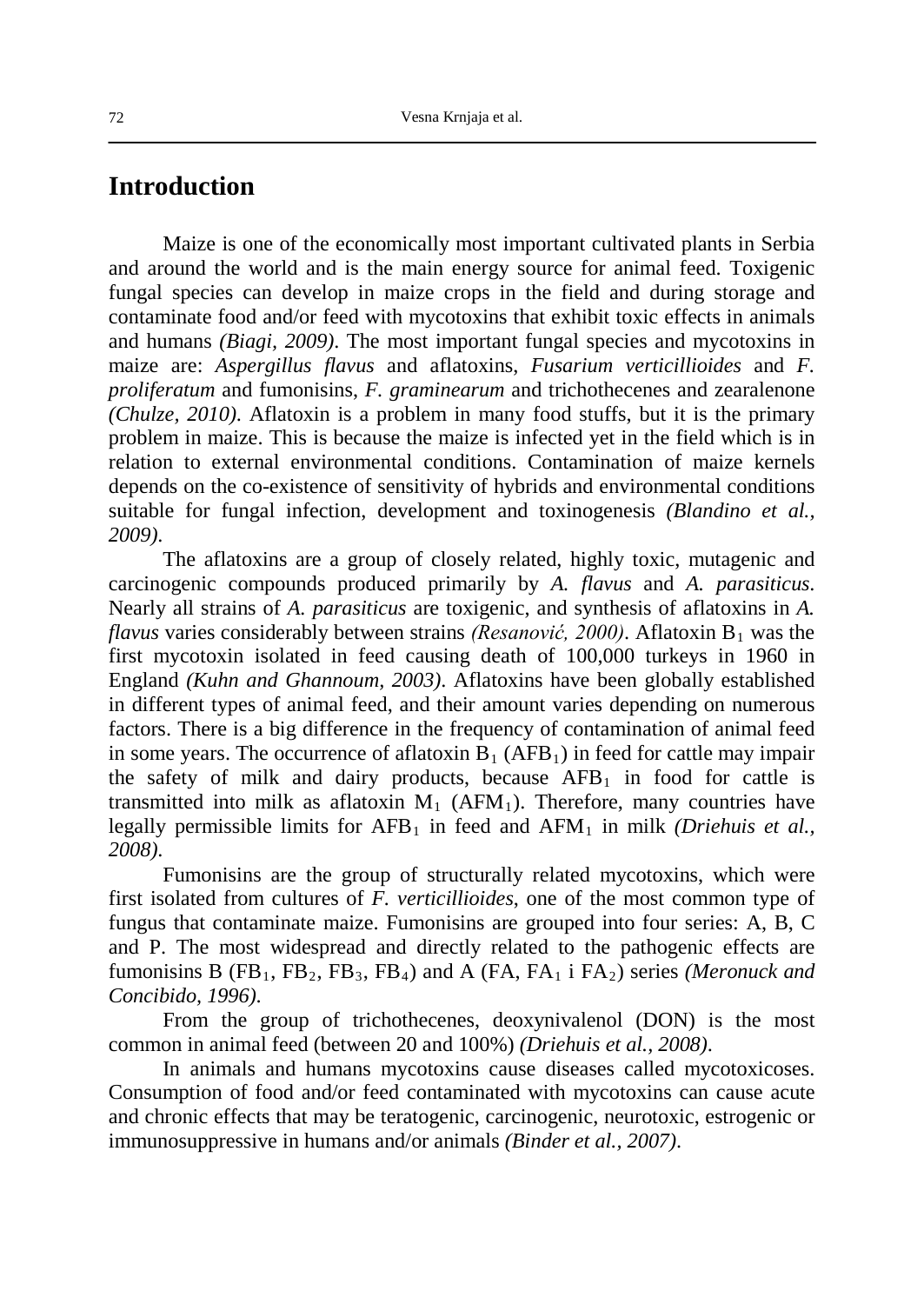## Introduction

Maize is one of the economically most important cultivated plants in Serbia and around the world and is the main energy source for animal feed. Toxigenic fungal species can develop in maize crops in the field and during storage and contaminate food and/or feed with mycotoxins that exhibit toxic effects in animals and humans *(Biagi, 2009)*. The most important fungal species and mycotoxins in maize are: *Aspergillus flavus* and aflatoxins, *Fusarium verticillioides* and *F. proliferatum* and fumonisins, *F. graminearum* and trichothecenes and zearalenone *(Chulze, 2010)*. Aflatoxin is a problem in many food stuffs, but it is the primary problem in maize. This is because the maize is infected yet in the field which is in relation to external environmental conditions. Contamination of maize kernels depends on the co-existence of sensitivity of hybrids and environmental conditions suitable for fungal infection, development and toxinogenesis *(Blandino et al., 2009)*.

The aflatoxins are a group of closely related, highly toxic, mutagenic and carcinogenic compounds produced primarily by *A. flavus* and *A. parasiticus*. Nearly all strains of *A. parasiticus* are toxigenic, and synthesis of aflatoxins in *A. flavus* varies considerably between strains *(Resanović, 2000)*. Aflatoxin $B_1$ was the first mycotoxin isolated in feed causing death of 100,000 turkeys in 1960 in England *(Kuhn and Ghannoum, 2003)*. Aflatoxins have been globally established in different types of animal feed, and their amount varies depending on numerous factors. There is a big difference in the frequency of contamination of animal feed in some years. The occurrence of aflatoxin $B_1$ ($AFB_1$) in feed for cattle may impair the safety of milk and dairy products, because $AFB_1$ in food for cattle is transmitted into milk as aflatoxin $M_1$ ($AFM_1$). Therefore, many countries have legally permissible limits for $AFB_1$ in feed and $AFM_1$ in milk *(Driehuis et al., 2008)*.

Fumonisins are the group of structurally related mycotoxins, which were first isolated from cultures of *F. verticillioides*, one of the most common type of fungus that contaminate maize. Fumonisins are grouped into four series: A, B, C and P. The most widespread and directly related to the pathogenic effects are fumonisins B ($FB_1$, $FB_2$, $FB_3$, $FB_4$) and A (FA, $FA_1$ i $FA_2$) series *(Meronuck and Concibido, 1996)*.

From the group of trichothecenes, deoxynivalenol (DON) is the most common in animal feed (between 20 and 100%) *(Driehuis et al., 2008)*.

In animals and humans mycotoxins cause diseases called mycotoxicoses. Consumption of food and/or feed contaminated with mycotoxins can cause acute and chronic effects that may be teratogenic, carcinogenic, neurotoxic, estrogenic or immunosuppressive in humans and/or animals *(Binder et al., 2007)*.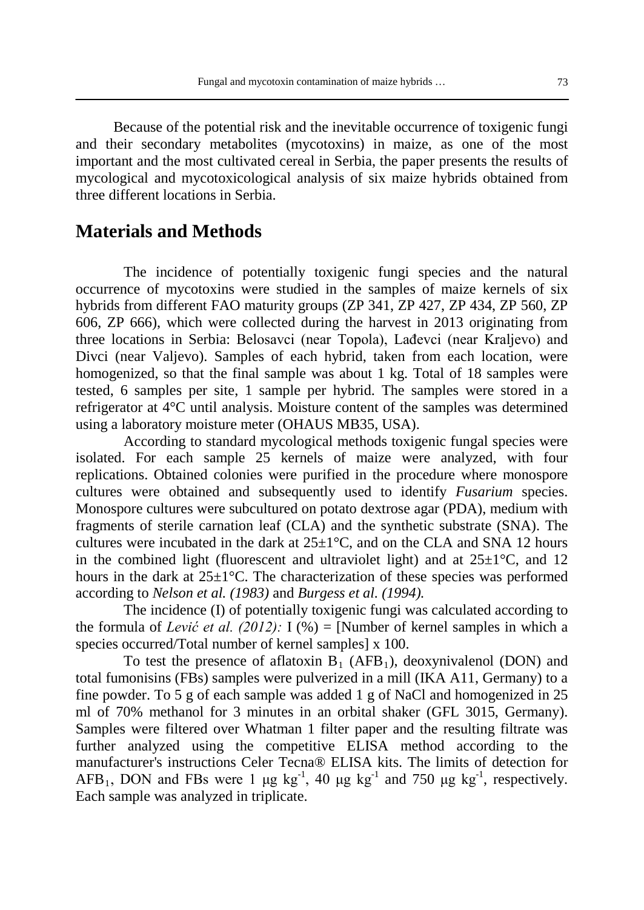Because of the potential risk and the inevitable occurrence of toxigenic fungi and their secondary metabolites (mycotoxins) in maize, as one of the most important and the most cultivated cereal in Serbia, the paper presents the results of mycological and mycotoxicological analysis of six maize hybrids obtained from three different locations in Serbia.

## Materials and Methods

The incidence of potentially toxigenic fungi species and the natural occurrence of mycotoxins were studied in the samples of maize kernels of six hybrids from different FAO maturity groups (ZP 341, ZP 427, ZP 434, ZP 560, ZP 606, ZP 666), which were collected during the harvest in 2013 originating from three locations in Serbia: Belosavci (near Topola), Lađevci (near Kraljevo) and Divci (near Valjevo). Samples of each hybrid, taken from each location, were homogenized, so that the final sample was about 1 kg. Total of 18 samples were tested, 6 samples per site, 1 sample per hybrid. The samples were stored in a refrigerator at 4°C until analysis. Moisture content of the samples was determined using a laboratory moisture meter (OHAUS MB35, USA).

According to standard mycological methods toxigenic fungal species were isolated. For each sample 25 kernels of maize were analyzed, with four replications. Obtained colonies were purified in the procedure where monospore cultures were obtained and subsequently used to identify *Fusarium* species. Monospore cultures were subcultured on potato dextrose agar (PDA), medium with fragments of sterile carnation leaf (CLA) and the synthetic substrate (SNA). The cultures were incubated in the dark at 25±1°C, and on the CLA and SNA 12 hours in the combined light (fluorescent and ultraviolet light) and at 25±1°C, and 12 hours in the dark at 25±1°C. The characterization of these species was performed according to *Nelson et al. (1983)* and *Burgess et al. (1994).*

The incidence (I) of potentially toxigenic fungi was calculated according to the formula of *Lević et al. (2012):* I (%) = [Number of kernel samples in which a species occurred/Total number of kernel samples] x 100.

To test the presence of aflatoxin $B_1$ ($AFB_1$), deoxynivalenol (DON) and total fumonisins (FBs) samples were pulverized in a mill (IKA A11, Germany) to a fine powder. To 5 g of each sample was added 1 g of NaCl and homogenized in 25 ml of 70% methanol for 3 minutes in an orbital shaker (GFL 3015, Germany). Samples were filtered over Whatman 1 filter paper and the resulting filtrate was further analyzed using the competitive ELISA method according to the manufacturer's instructions Celer Tecna® ELISA kits. The limits of detection for $AFB_1$, DON and FBs were 1 μg $kg^{-1}$, 40 μg $kg^{-1}$ and 750 μg $kg^{-1}$, respectively. Each sample was analyzed in triplicate.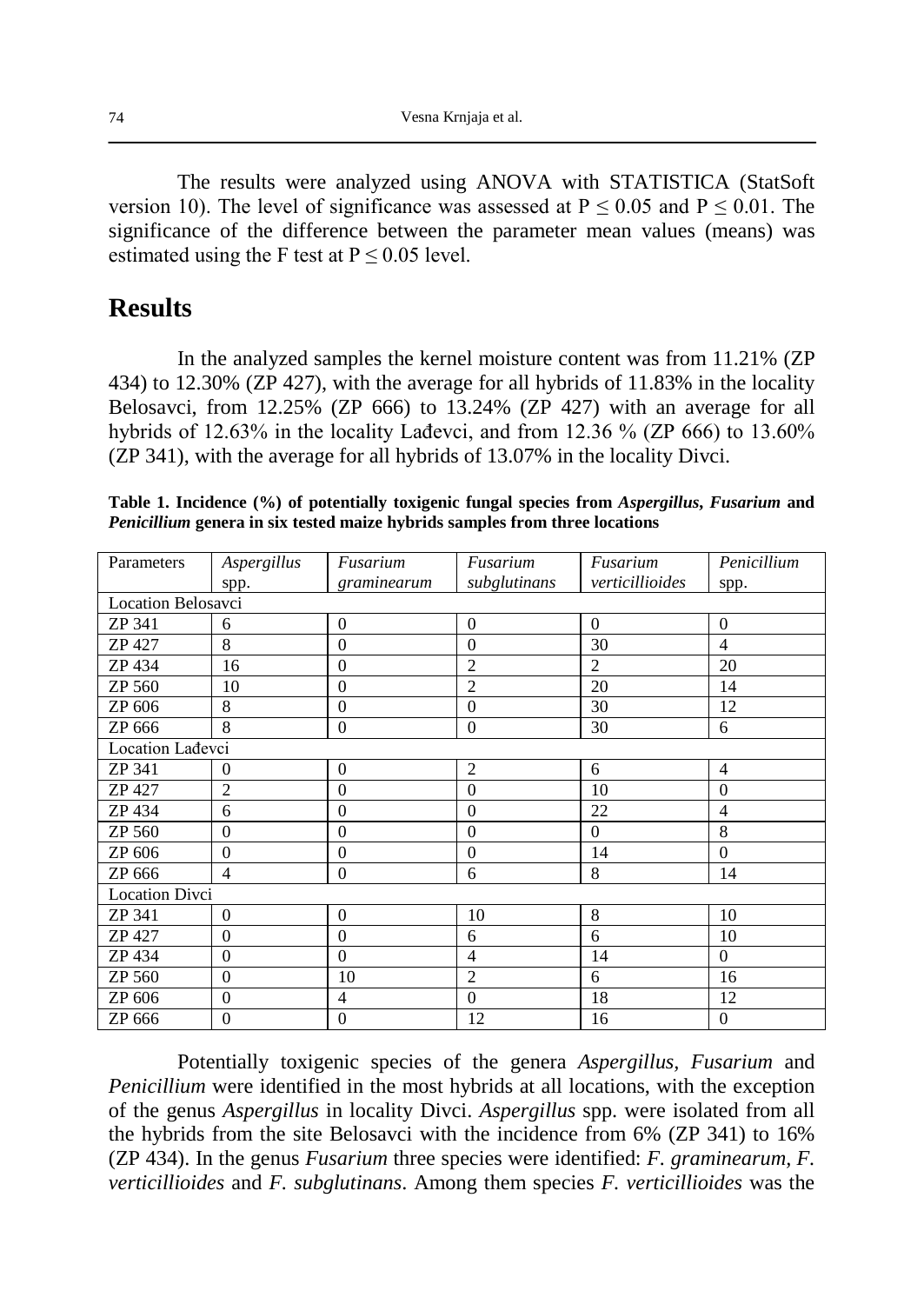The results were analyzed using ANOVA with STATISTICA (StatSoft version 10). The level of significance was assessed at $P \leq 0.05$ and $P \leq 0.01$. The significance of the difference between the parameter mean values (means) was estimated using the F test at $P \leq 0.05$ level.

## Results

In the analyzed samples the kernel moisture content was from 11.21% (ZP 434) to 12.30% (ZP 427), with the average for all hybrids of 11.83% in the locality Belosavci, from 12.25% (ZP 666) to 13.24% (ZP 427) with an average for all hybrids of 12.63% in the locality Lađevci, and from 12.36 % (ZP 666) to 13.60% (ZP 341), with the average for all hybrids of 13.07% in the locality Divci.

**Table 1. Incidence (%) of potentially toxigenic fungal species from *Aspergillus*, *Fusarium* and *Penicillium* genera in six tested maize hybrids samples from three locations**

| Parameters | *Aspergillus* spp. | *Fusarium graminearum* | *Fusarium subglutinans* | *Fusarium verticillioides* | *Penicillium* spp. |
|---|---|---|---|---|---|
| Location Belosavci | | | | | |
| ZP 341 | 6 | 0 | 0 | 0 | 0 |
| ZP 427 | 8 | 0 | 0 | 30 | 4 |
| ZP 434 | 16 | 0 | 2 | 2 | 20 |
| ZP 560 | 10 | 0 | 2 | 20 | 14 |
| ZP 606 | 8 | 0 | 0 | 30 | 12 |
| ZP 666 | 8 | 0 | 0 | 30 | 6 |
| Location Lađevci | | | | | |
| ZP 341 | 0 | 0 | 2 | 6 | 4 |
| ZP 427 | 2 | 0 | 0 | 10 | 0 |
| ZP 434 | 6 | 0 | 0 | 22 | 4 |
| ZP 560 | 0 | 0 | 0 | 0 | 8 |
| ZP 606 | 0 | 0 | 0 | 14 | 0 |
| ZP 666 | 4 | 0 | 6 | 8 | 14 |
| Location Divci | | | | | |
| ZP 341 | 0 | 0 | 10 | 8 | 10 |
| ZP 427 | 0 | 0 | 6 | 6 | 10 |
| ZP 434 | 0 | 0 | 4 | 14 | 0 |
| ZP 560 | 0 | 10 | 2 | 6 | 16 |
| ZP 606 | 0 | 4 | 0 | 18 | 12 |
| ZP 666 | 0 | 0 | 12 | 16 | 0 |

Potentially toxigenic species of the genera *Aspergillus*, *Fusarium* and *Penicillium* were identified in the most hybrids at all locations, with the exception of the genus *Aspergillus* in locality Divci. *Aspergillus* spp. were isolated from all the hybrids from the site Belosavci with the incidence from 6% (ZP 341) to 16% (ZP 434). In the genus *Fusarium* three species were identified: *F. graminearum*, *F. verticillioides* and *F. subglutinans*. Among them species *F. verticillioides* was the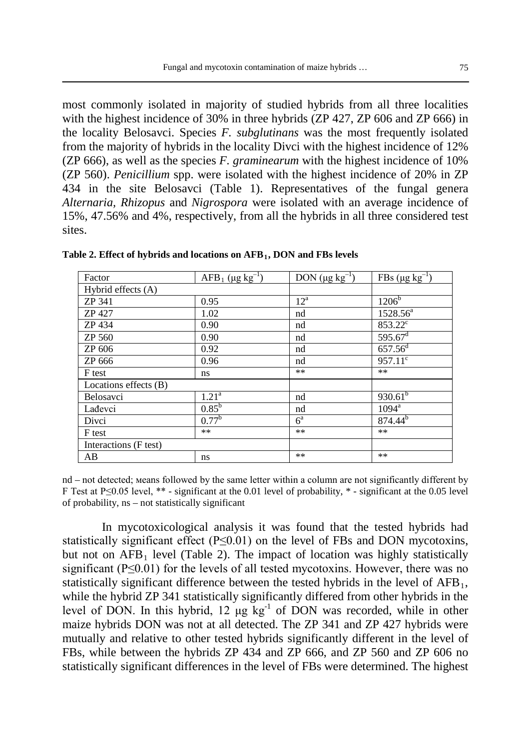most commonly isolated in majority of studied hybrids from all three localities with the highest incidence of 30% in three hybrids (ZP 427, ZP 606 and ZP 666) in the locality Belosavci. Species *F. subglutinans* was the most frequently isolated from the majority of hybrids in the locality Divci with the highest incidence of 12% (ZP 666), as well as the species *F. graminearum* with the highest incidence of 10% (ZP 560). *Penicillium* spp. were isolated with the highest incidence of 20% in ZP 434 in the site Belosavci (Table 1). Representatives of the fungal genera *Alternaria*, *Rhizopus* and *Nigrospora* were isolated with an average incidence of 15%, 47.56% and 4%, respectively, from all the hybrids in all three considered test sites.

**Table 2. Effect of hybrids and locations on $AFB_1$, DON and FBs levels**

| Factor | $AFB_1$ ($\mu g\ kg^{-1}$) | DON ($\mu g\ kg^{-1}$) | FBs ($\mu g\ kg^{-1}$) |
|---|---|---|---|
| Hybrid effects (A) | | | |
| ZP 341 | 0.95 | $12^{a}$ | $1206^{b}$ |
| ZP 427 | 1.02 | nd | $1528.56^{a}$ |
| ZP 434 | 0.90 | nd | $853.22^{c}$ |
| ZP 560 | 0.90 | nd | $595.67^{d}$ |
| ZP 606 | 0.92 | nd | $657.56^{d}$ |
| ZP 666 | 0.96 | nd | $957.11^{c}$ |
| F test | ns | ** | ** |
| Locations effects (B) | | | |
| Belosavci | $1.21^{a}$ | nd | $930.61^{b}$ |
| Lađevci | $0.85^{b}$ | nd | $1094^{a}$ |
| Divci | $0.77^{b}$ | $6^{a}$ | $874.44^{b}$ |
| F test | ** | ** | ** |
| Interactions (F test) | | | |
| AB | ns | ** | ** |

nd – not detected; мeans followed by the same letter within a column are not significantly different by F Test at $P \leq 0.05$ level, ** - significant at the 0.01 level of probability, * - significant at the 0.05 level of probability, ns – not statistically significant

In mycotoxicological analysis it was found that the tested hybrids had statistically significant effect ($P \leq 0.01$) on the level of FBs and DON mycotoxins, but not on $AFB_1$ level (Table 2). The impact of location was highly statistically significant ($P \leq 0.01$) for the levels of all tested mycotoxins. However, there was no statistically significant difference between the tested hybrids in the level of $AFB_1$, while the hybrid ZP 341 statistically significantly differed from other hybrids in the level of DON. In this hybrid, 12 $\mu g\ kg^{-1}$ of DON was recorded, while in other maize hybrids DON was not at all detected. The ZP 341 and ZP 427 hybrids were mutually and relative to other tested hybrids significantly different in the level of FBs, while between the hybrids ZP 434 and ZP 666, and ZP 560 and ZP 606 no statistically significant differences in the level of FBs were determined. The highest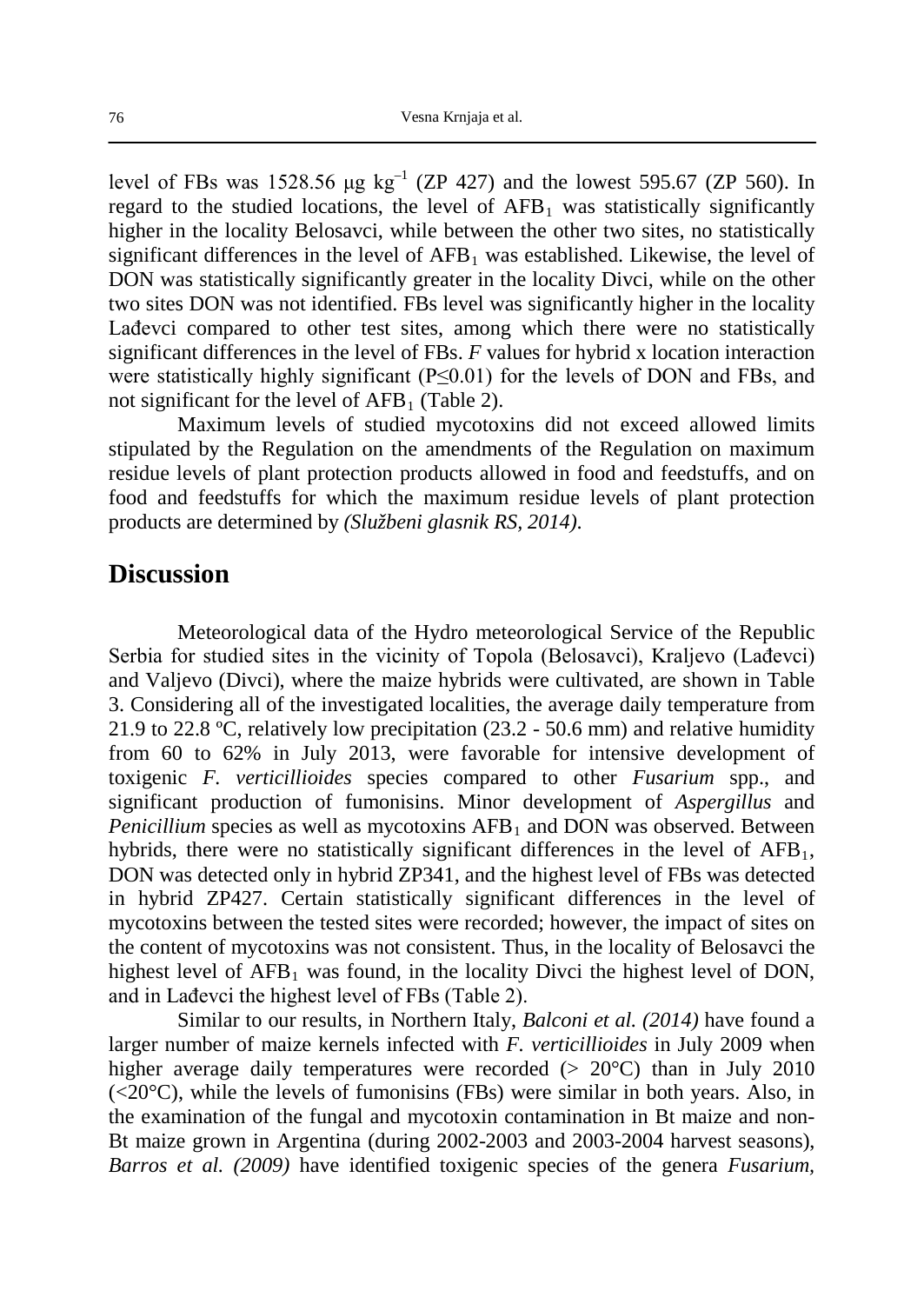level of FBs was 1528.56 μg $kg^{-1}$ (ZP 427) and the lowest 595.67 (ZP 560). In regard to the studied locations, the level of $AFB_1$ was statistically significantly higher in the locality Belosavci, while between the other two sites, no statistically significant differences in the level of $AFB_1$ was established. Likewise, the level of DON was statistically significantly greater in the locality Divci, while on the other two sites DON was not identified. FBs level was significantly higher in the locality Lađevci compared to other test sites, among which there were no statistically significant differences in the level of FBs. *F* values for hybrid x location interaction were statistically highly significant ($P \leq 0.01$) for the levels of DON and FBs, and not significant for the level of $AFB_1$ (Table 2).

Maximum levels of studied mycotoxins did not exceed allowed limits stipulated by the Regulation on the amendments of the Regulation on maximum residue levels of plant protection products allowed in food and feedstuffs, and on food and feedstuffs for which the maximum residue levels of plant protection products are determined by *(Službeni glasnik RS, 2014)*.

## Discussion

Meteorological data of the Hydro meteorological Service of the Republic Serbia for studied sites in the vicinity of Topola (Belosavci), Kraljevo (Lađevci) and Valjevo (Divci), where the maize hybrids were cultivated, are shown in Table 3. Considering all of the investigated localities, the average daily temperature from 21.9 to 22.8 ºC, relatively low precipitation (23.2 - 50.6 mm) and relative humidity from 60 to 62% in July 2013, were favorable for intensive development of toxigenic *F. verticillioides* species compared to other *Fusarium* spp., and significant production of fumonisins. Minor development of *Aspergillus* and *Penicillium* species as well as mycotoxins $AFB_1$ and DON was observed. Between hybrids, there were no statistically significant differences in the level of $AFB_1$, DON was detected only in hybrid ZP341, and the highest level of FBs was detected in hybrid ZP427. Certain statistically significant differences in the level of mycotoxins between the tested sites were recorded; however, the impact of sites on the content of mycotoxins was not consistent. Thus, in the locality of Belosavci the highest level of $AFB_1$ was found, in the locality Divci the highest level of DON, and in Lađevci the highest level of FBs (Table 2).

Similar to our results, in Northern Italy, *Balconi et al. (2014)* have found a larger number of maize kernels infected with *F. verticillioides* in July 2009 when higher average daily temperatures were recorded (> 20°C) than in July 2010 (<20°C), while the levels of fumonisins (FBs) were similar in both years. Also, in the examination of the fungal and mycotoxin contamination in Bt maize and non-Bt maize grown in Argentina (during 2002-2003 and 2003-2004 harvest seasons), *Barros et al. (2009)* have identified toxigenic species of the genera *Fusarium,*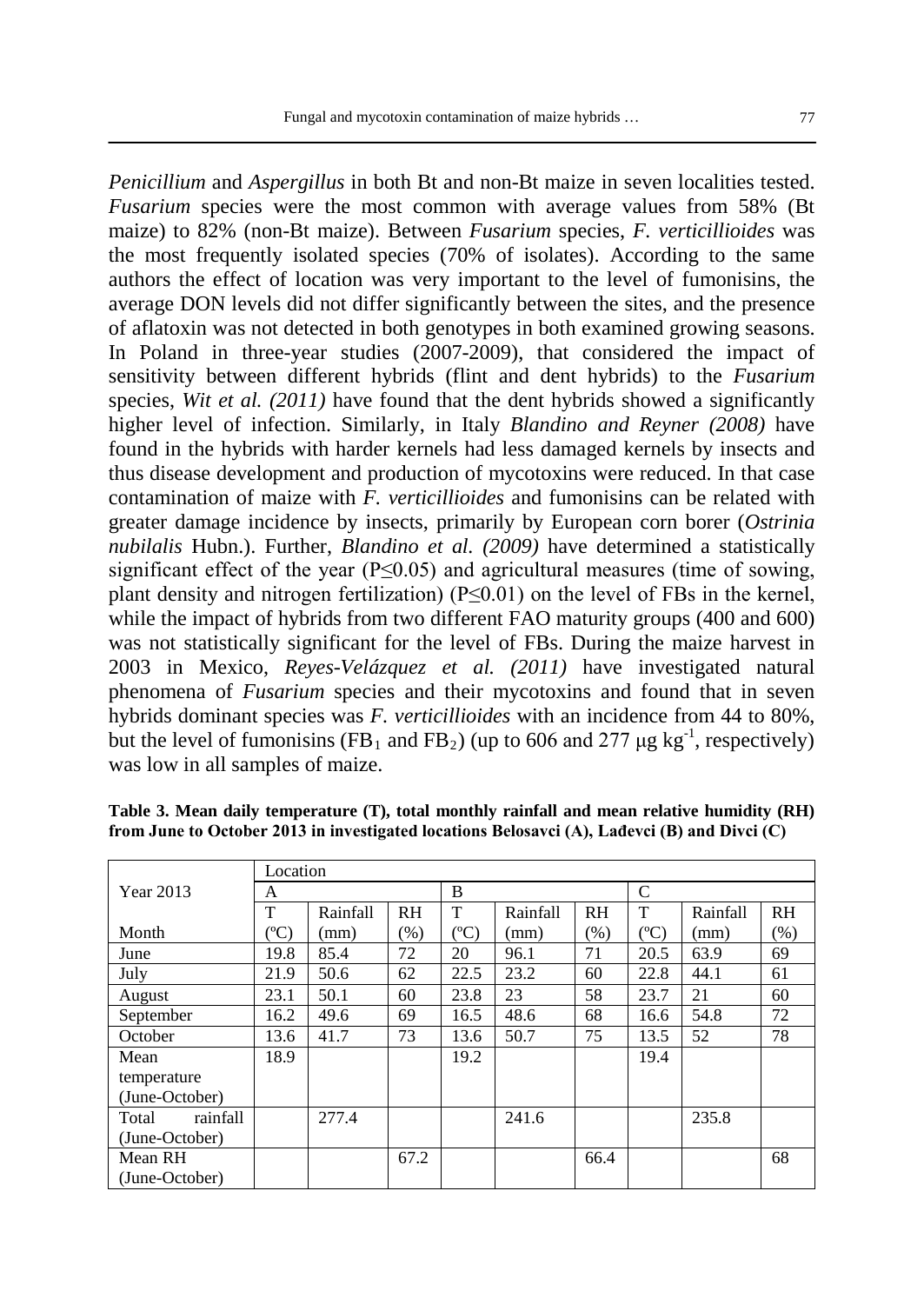*Penicillium* and *Aspergillus* in both Bt and non-Bt maize in seven localities tested. *Fusarium* species were the most common with average values from 58% (Bt maize) to 82% (non-Bt maize). Between *Fusarium* species, *F. verticillioides* was the most frequently isolated species (70% of isolates). According to the same authors the effect of location was very important to the level of fumonisins, the average DON levels did not differ significantly between the sites, and the presence of aflatoxin was not detected in both genotypes in both examined growing seasons. In Poland in three-year studies (2007-2009), that considered the impact of sensitivity between different hybrids (flint and dent hybrids) to the *Fusarium* species, *Wit et al. (2011)* have found that the dent hybrids showed a significantly higher level of infection. Similarly, in Italy *Blandino and Reyner (2008)* have found in the hybrids with harder kernels had less damaged kernels by insects and thus disease development and production of mycotoxins were reduced. In that case contamination of maize with *F. verticillioides* and fumonisins can be related with greater damage incidence by insects, primarily by European corn borer (*Ostrinia nubilalis* Hubn.). Further, *Blandino et al. (2009)* have determined a statistically significant effect of the year ($P \leq 0.05$) and agricultural measures (time of sowing, plant density and nitrogen fertilization) ($P \leq 0.01$) on the level of FBs in the kernel, while the impact of hybrids from two different FAO maturity groups (400 and 600) was not statistically significant for the level of FBs. During the maize harvest in 2003 in Mexico, *Reyes-Velázquez et al. (2011)* have investigated natural phenomena of *Fusarium* species and their mycotoxins and found that in seven hybrids dominant species was *F. verticillioides* with an incidence from 44 to 80%, but the level of fumonisins ($FB_1$ and $FB_2$) (up to 606 and 277 $\mu g\ kg^{-1}$, respectively) was low in all samples of maize.

**Table 3. Mean daily temperature (T), total monthly rainfall and mean relative humidity (RH) from June to October 2013 in investigated locations Belosavci (A), Lađevci (B) and Divci (C)**

| Year 2013 | Location | | | | | | | | |
|---|---|---|---|---|---|---|---|---|---|
| | A | | | B | | | C | | |
| Month | T (ºC) | Rainfall (mm) | RH (%) | T (ºC) | Rainfall (mm) | RH (%) | T (ºC) | Rainfall (mm) | RH (%) |
| June | 19.8 | 85.4 | 72 | 20 | 96.1 | 71 | 20.5 | 63.9 | 69 |
| July | 21.9 | 50.6 | 62 | 22.5 | 23.2 | 60 | 22.8 | 44.1 | 61 |
| August | 23.1 | 50.1 | 60 | 23.8 | 23 | 58 | 23.7 | 21 | 60 |
| September | 16.2 | 49.6 | 69 | 16.5 | 48.6 | 68 | 16.6 | 54.8 | 72 |
| October | 13.6 | 41.7 | 73 | 13.6 | 50.7 | 75 | 13.5 | 52 | 78 |
| Mean temperature (June-October) | 18.9 | | | 19.2 | | | 19.4 | | |
| Total rainfall (June-October) | | 277.4 | | | 241.6 | | | 235.8 | |
| Mean RH (June-October) | | | 67.2 | | | 66.4 | | | 68 |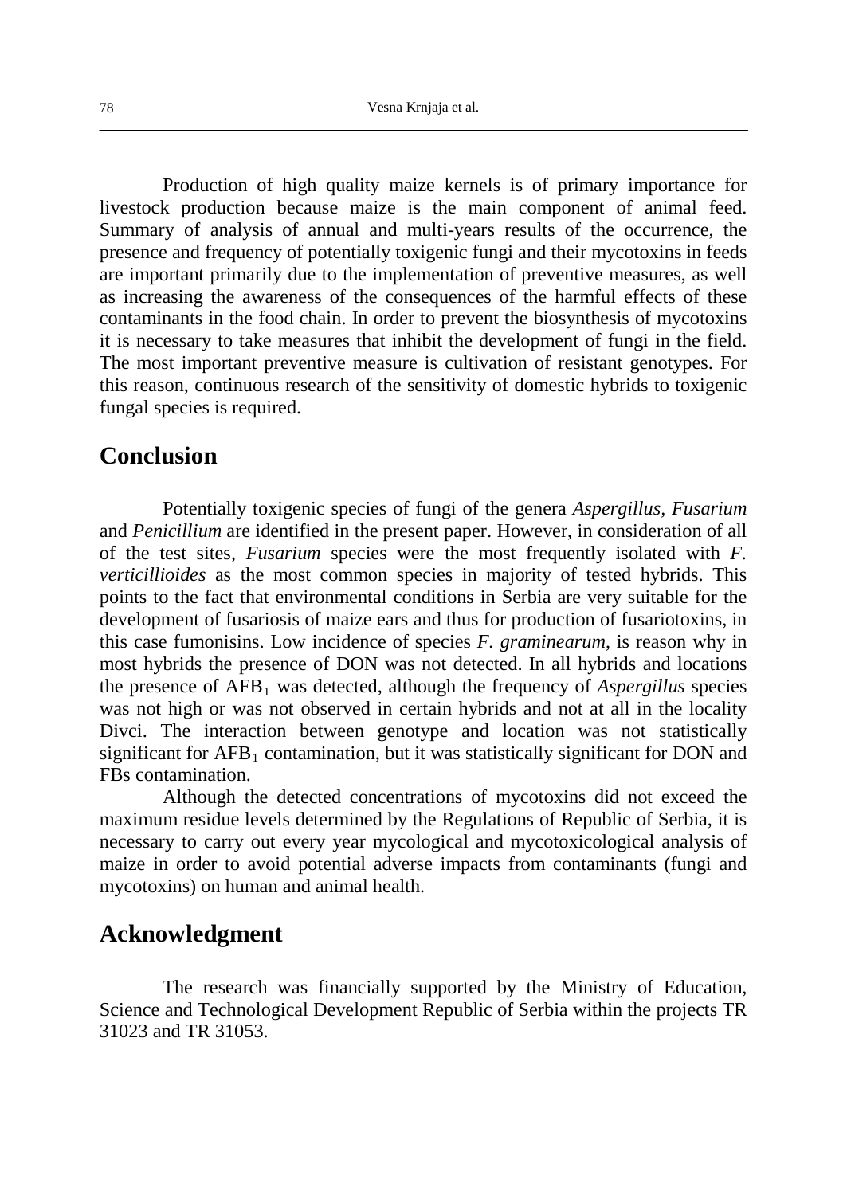Production of high quality maize kernels is of primary importance for livestock production because maize is the main component of animal feed. Summary of analysis of annual and multi-years results of the occurrence, the presence and frequency of potentially toxigenic fungi and their mycotoxins in feeds are important primarily due to the implementation of preventive measures, as well as increasing the awareness of the consequences of the harmful effects of these contaminants in the food chain. In order to prevent the biosynthesis of mycotoxins it is necessary to take measures that inhibit the development of fungi in the field. The most important preventive measure is cultivation of resistant genotypes. For this reason, continuous research of the sensitivity of domestic hybrids to toxigenic fungal species is required.

## Conclusion

Potentially toxigenic species of fungi of the genera *Aspergillus, Fusarium* and *Penicillium* are identified in the present paper. However, in consideration of all of the test sites, *Fusarium* species were the most frequently isolated with *F. verticillioides* as the most common species in majority of tested hybrids. This points to the fact that environmental conditions in Serbia are very suitable for the development of fusariosis of maize ears and thus for production of fusariotoxins, in this case fumonisins. Low incidence of species *F. graminearum*, is reason why in most hybrids the presence of DON was not detected. In all hybrids and locations the presence of $AFB_1$ was detected, although the frequency of *Aspergillus* species was not high or was not observed in certain hybrids and not at all in the locality Divci. The interaction between genotype and location was not statistically significant for $AFB_1$ contamination, but it was statistically significant for DON and FBs contamination.

Although the detected concentrations of mycotoxins did not exceed the maximum residue levels determined by the Regulations of Republic of Serbia, it is necessary to carry out every year mycological and mycotoxicological analysis of maize in order to avoid potential adverse impacts from contaminants (fungi and mycotoxins) on human and animal health.

## Acknowledgment

The research was financially supported by the Ministry of Education, Science and Technological Development Republic of Serbia within the projects TR 31023 and TR 31053.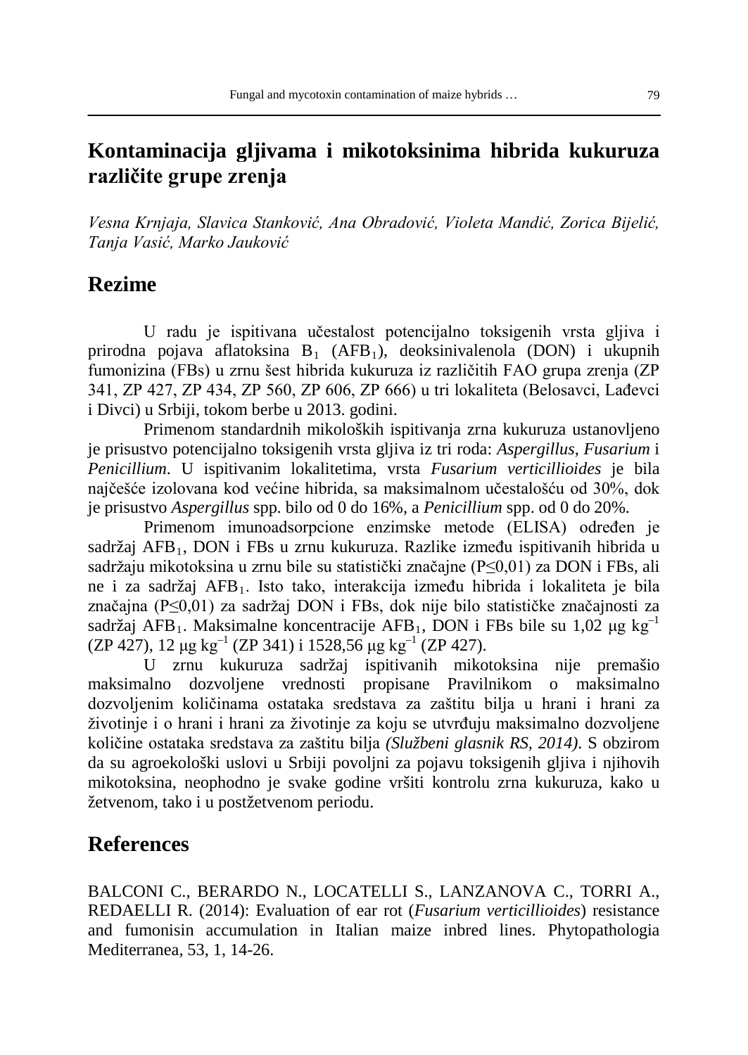# Kontaminacija gljivama i mikotoksinima hibrida kukuruza različite grupe zrenja

*Vesna Krnjaja, Slavica Stanković, Ana Obradović, Violeta Mandić, Zorica Bijelić, Tanja Vasić, Marko Jauković*

## Rezime

U radu je ispitivana učestalost potencijalno toksigenih vrsta gljiva i prirodna pojava aflatoksina $B_1$ ($AFB_1$), deoksinivalenola (DON) i ukupnih fumonizina (FBs) u zrnu šest hibrida kukuruza iz različitih FAO grupa zrenja (ZP 341, ZP 427, ZP 434, ZP 560, ZP 606, ZP 666) u tri lokaliteta (Belosavci, Lađevci i Divci) u Srbiji, tokom berbe u 2013. godini.

Primenom standardnih mikoloških ispitivanja zrna kukuruza ustanovljeno je prisustvo potencijalno toksigenih vrsta gljiva iz tri roda: *Aspergillus*, *Fusarium* i *Penicillium*. U ispitivanim lokalitetima, vrsta *Fusarium verticillioides* je bila najčešće izolovana kod većine hibrida, sa maksimalnom učestalošću od 30%, dok je prisustvo *Aspergillus* spp. bilo od 0 do 16%, a *Penicillium* spp. od 0 do 20%.

Primenom imunoadsorpcione enzimske metode (ELISA) određen je sadržaj $AFB_1$, DON i FBs u zrnu kukuruza. Razlike između ispitivanih hibrida u sadržaju mikotoksina u zrnu bile su statistički značajne ($P \leq 0{,}01$) za DON i FBs, ali ne i za sadržaj $AFB_1$. Isto tako, interakcija između hibrida i lokaliteta je bila značajna ($P \leq 0{,}01$) za sadržaj DON i FBs, dok nije bilo statističke značajnosti za sadržaj $AFB_1$. Maksimalne koncentracije $AFB_1$, DON i FBs bile su 1,02 $\mu g\ kg^{-1}$ (ZP 427), 12 $\mu g\ kg^{-1}$ (ZP 341) i 1528,56 $\mu g\ kg^{-1}$ (ZP 427).

U zrnu kukuruza sadržaj ispitivanih mikotoksina nije premašio maksimalno dozvoljene vrednosti propisane Pravilnikom o maksimalno dozvoljenim količinama ostataka sredstava za zaštitu bilja u hrani i hrani za životinje i o hrani i hrani za životinje za koju se utvrđuju maksimalno dozvoljene količine ostataka sredstava za zaštitu bilja *(Službeni glasnik RS, 2014)*. S obzirom da su agroekološki uslovi u Srbiji povoljni za pojavu toksigenih gljiva i njihovih mikotoksina, neophodno je svake godine vršiti kontrolu zrna kukuruza, kako u žetvenom, tako i u postžetvenom periodu.

## References

BALCONI C., BERARDO N., LOCATELLI S., LANZANOVA C., TORRI A., REDAELLI R. (2014): Evaluation of ear rot (*Fusarium verticillioides*) resistance and fumonisin accumulation in Italian maize inbred lines. Phytopathologia Mediterranea, 53, 1, 14-26.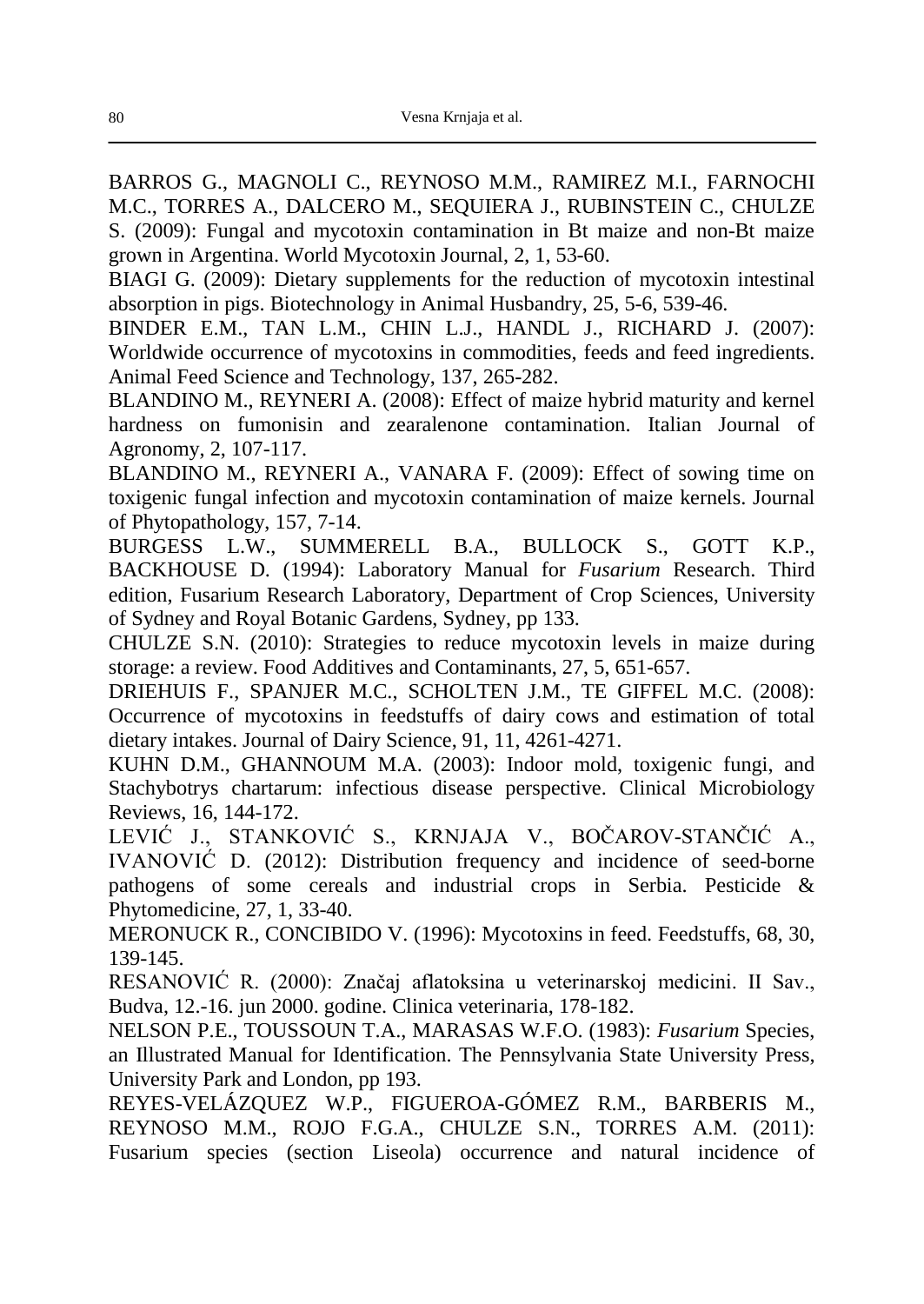BARROS G., MAGNOLI C., REYNOSO M.M., RAMIREZ M.I., FARNOCHI M.C., TORRES A., DALCERO M., SEQUIERA J., RUBINSTEIN C., CHULZE S. (2009): Fungal and mycotoxin contamination in Bt maize and non-Bt maize grown in Argentina. World Mycotoxin Journal, 2, 1, 53-60.

BIAGI G. (2009): Dietary supplements for the reduction of mycotoxin intestinal absorption in pigs. Biotechnology in Animal Husbandry, 25, 5-6, 539-46.

BINDER E.M., TAN L.M., CHIN L.J., HANDL J., RICHARD J. (2007): Worldwide occurrence of mycotoxins in commodities, feeds and feed ingredients. Animal Feed Science and Technology, 137, 265-282.

BLANDINO M., REYNERI A. (2008): Effect of maize hybrid maturity and kernel hardness on fumonisin and zearalenone contamination. Italian Journal of Agronomy, 2, 107-117.

BLANDINO M., REYNERI A., VANARA F. (2009): Effect of sowing time on toxigenic fungal infection and mycotoxin contamination of maize kernels. Journal of Phytopathology, 157, 7-14.

BURGESS L.W., SUMMERELL B.A., BULLOCK S., GOTT K.P., BACKHOUSE D. (1994): Laboratory Manual for *Fusarium* Research. Third edition, Fusarium Research Laboratory, Department of Crop Sciences, University of Sydney and Royal Botanic Gardens, Sydney, pp 133.

CHULZE S.N. (2010): Strategies to reduce mycotoxin levels in maize during storage: a review. Food Additives and Contaminants, 27, 5, 651-657.

DRIEHUIS F., SPANJER M.C., SCHOLTEN J.M., TE GIFFEL M.C. (2008): Occurrence of mycotoxins in feedstuffs of dairy cows and estimation of total dietary intakes. Journal of Dairy Science, 91, 11, 4261-4271.

KUHN D.M., GHANNOUM M.A. (2003): Indoor mold, toxigenic fungi, and Stachybotrys chartarum: infectious disease perspective. Clinical Microbiology Reviews, 16, 144-172.

LEVIĆ J., STANKOVIĆ S., KRNJAJA V., BOČAROV-STANČIĆ A., IVANOVIĆ D. (2012): Distribution frequency and incidence of seed-borne pathogens of some cereals and industrial crops in Serbia. Pesticide & Phytomedicine, 27, 1, 33-40.

MERONUCK R., CONCIBIDO V. (1996): Mycotoxins in feed. Feedstuffs, 68, 30, 139-145.

RESANOVIĆ R. (2000): Značaj aflatoksina u veterinarskoj medicini. II Sav., Budva, 12.-16. jun 2000. godine. Clinica veterinaria, 178-182.

NELSON P.E., TOUSSOUN T.A., MARASAS W.F.O. (1983): *Fusarium* Species, an Illustrated Manual for Identification. The Pennsylvania State University Press, University Park and London, pp 193.

REYES-VELÁZQUEZ W.P., FIGUEROA-GÓMEZ R.M., BARBERIS M., REYNOSO M.M., ROJO F.G.A., CHULZE S.N., TORRES A.M. (2011): Fusarium species (section Liseola) occurrence and natural incidence of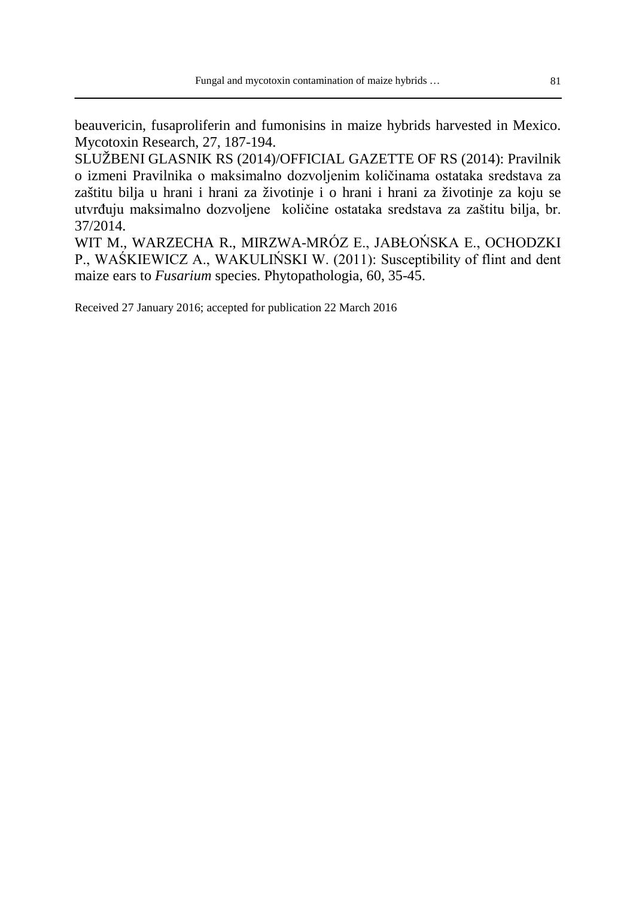beauvericin, fusaproliferin and fumonisins in maize hybrids harvested in Mexico. Mycotoxin Research, 27, 187-194.

SLUŽBENI GLASNIK RS (2014)/OFFICIAL GAZETTE OF RS (2014): Pravilnik o izmeni Pravilnika o maksimalno dozvoljenim količinama ostataka sredstava za zaštitu bilja u hrani i hrani za životinje i o hrani i hrani za životinje za koju se utvrđuju maksimalno dozvoljene količine ostataka sredstava za zaštitu bilja, br. 37/2014.

WIT M., WARZECHA R., MIRZWA-MRÓZ E., JABŁOŃSKA E., OCHODZKI P., WAŚKIEWICZ A., WAKULIŃSKI W. (2011): Susceptibility of flint and dent maize ears to *Fusarium* species. Phytopathologia, 60, 35-45.

Received 27 January 2016; accepted for publication 22 March 2016